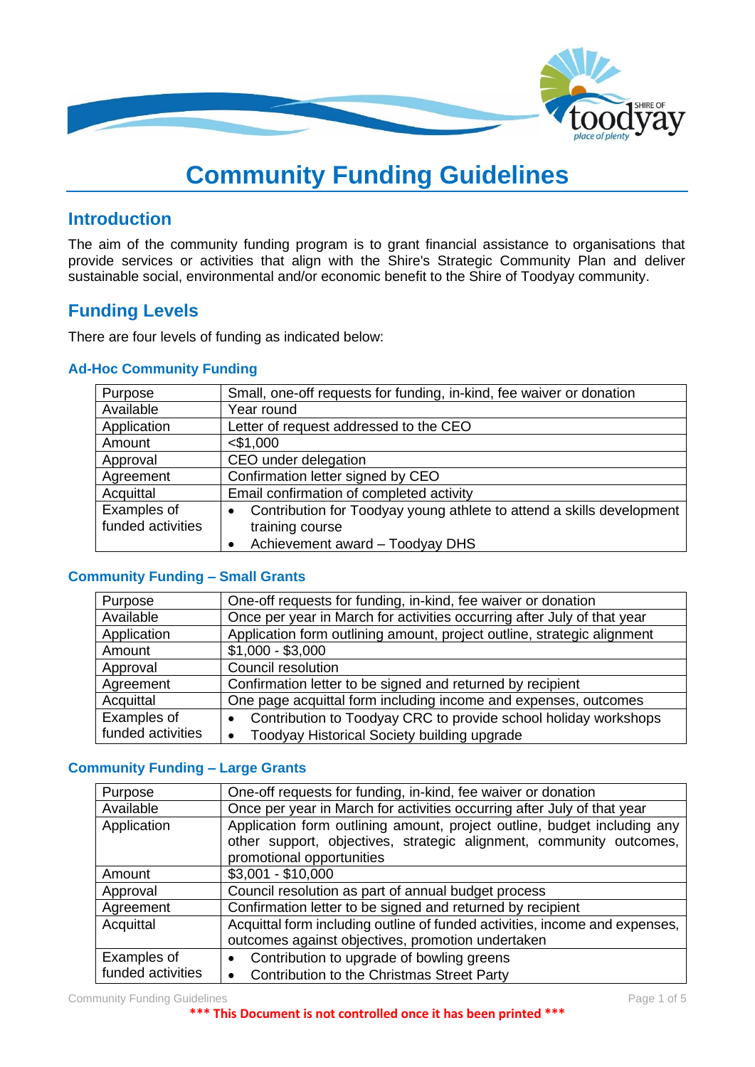# Community Funding Guidelines

## Introduction

The aim of the community funding program is to grant financial assistance to organisations that provide services or activities that align with the Shire's Strategic Community Plan and deliver sustainable social, environmental and/or economic benefit to the Shire of Toodyay community.

## Funding Levels

There are four levels of funding as indicated below:

### Ad-Hoc Community Funding

| | |
|---|---|
| Purpose | Small, one-off requests for funding, in-kind, fee waiver or donation |
| Available | Year round |
| Application | Letter of request addressed to the CEO |
| Amount | <$1,000 |
| Approval | CEO under delegation |
| Agreement | Confirmation letter signed by CEO |
| Acquittal | Email confirmation of completed activity |
| Examples of funded activities | • Contribution for Toodyay young athlete to attend a skills development training course<br>• Achievement award – Toodyay DHS |

### Community Funding – Small Grants

| | |
|---|---|
| Purpose | One-off requests for funding, in-kind, fee waiver or donation |
| Available | Once per year in March for activities occurring after July of that year |
| Application | Application form outlining amount, project outline, strategic alignment |
| Amount | $1,000 - $3,000 |
| Approval | Council resolution |
| Agreement | Confirmation letter to be signed and returned by recipient |
| Acquittal | One page acquittal form including income and expenses, outcomes |
| Examples of funded activities | • Contribution to Toodyay CRC to provide school holiday workshops<br>• Toodyay Historical Society building upgrade |

### Community Funding – Large Grants

| | |
|---|---|
| Purpose | One-off requests for funding, in-kind, fee waiver or donation |
| Available | Once per year in March for activities occurring after July of that year |
| Application | Application form outlining amount, project outline, budget including any other support, objectives, strategic alignment, community outcomes, promotional opportunities |
| Amount | $3,001 - $10,000 |
| Approval | Council resolution as part of annual budget process |
| Agreement | Confirmation letter to be signed and returned by recipient |
| Acquittal | Acquittal form including outline of funded activities, income and expenses, outcomes against objectives, promotion undertaken |
| Examples of funded activities | • Contribution to upgrade of bowling greens<br>• Contribution to the Christmas Street Party |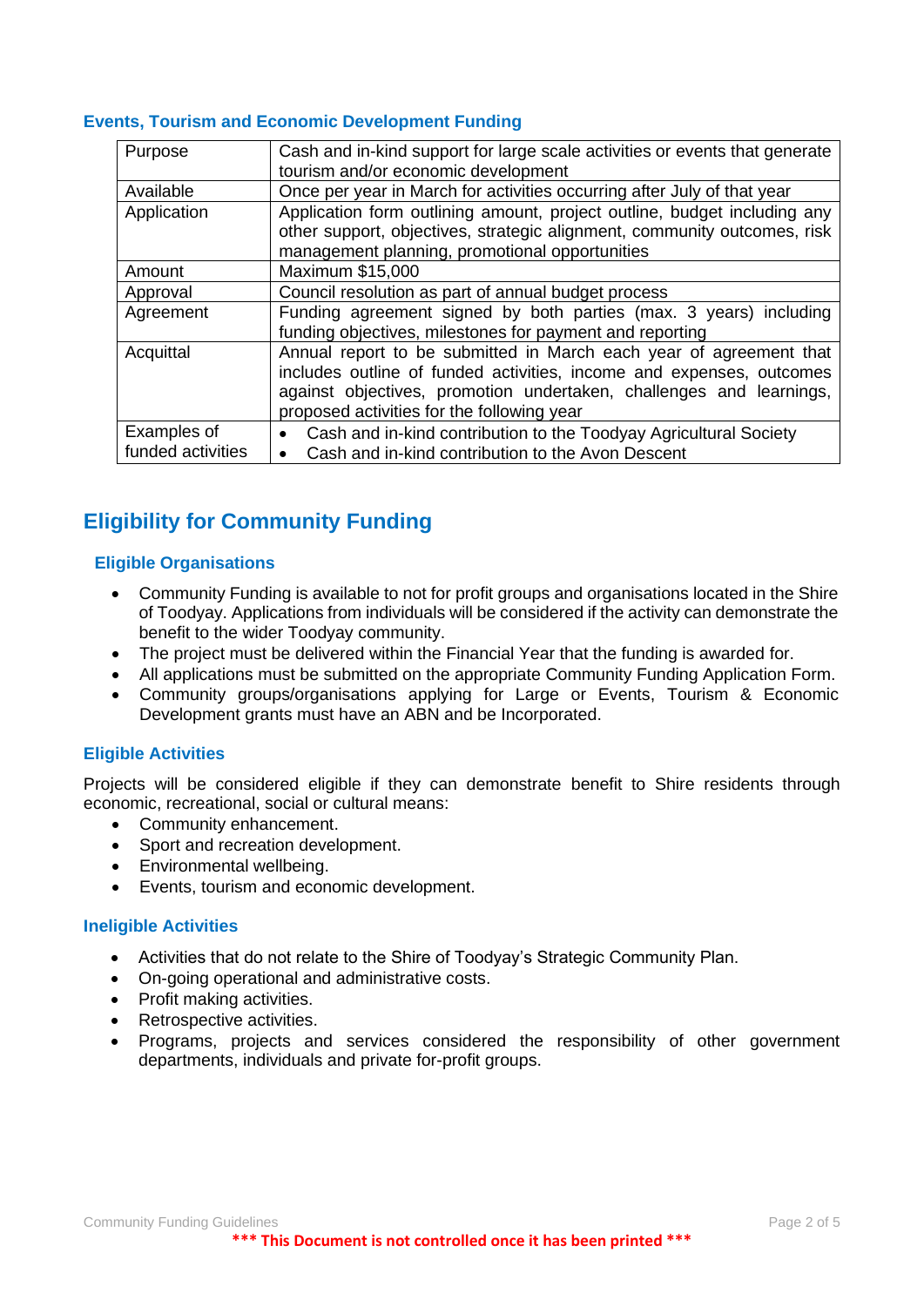### Events, Tourism and Economic Development Funding

| | |
|---|---|
| Purpose | Cash and in-kind support for large scale activities or events that generate tourism and/or economic development |
| Available | Once per year in March for activities occurring after July of that year |
| Application | Application form outlining amount, project outline, budget including any other support, objectives, strategic alignment, community outcomes, risk management planning, promotional opportunities |
| Amount | Maximum $15,000 |
| Approval | Council resolution as part of annual budget process |
| Agreement | Funding agreement signed by both parties (max. 3 years) including funding objectives, milestones for payment and reporting |
| Acquittal | Annual report to be submitted in March each year of agreement that includes outline of funded activities, income and expenses, outcomes against objectives, promotion undertaken, challenges and learnings, proposed activities for the following year |
| Examples of funded activities | • Cash and in-kind contribution to the Toodyay Agricultural Society<br>• Cash and in-kind contribution to the Avon Descent |

## Eligibility for Community Funding

### Eligible Organisations

- Community Funding is available to not for profit groups and organisations located in the Shire of Toodyay. Applications from individuals will be considered if the activity can demonstrate the benefit to the wider Toodyay community.
- The project must be delivered within the Financial Year that the funding is awarded for.
- All applications must be submitted on the appropriate Community Funding Application Form.
- Community groups/organisations applying for Large or Events, Tourism & Economic Development grants must have an ABN and be Incorporated.

### Eligible Activities

Projects will be considered eligible if they can demonstrate benefit to Shire residents through economic, recreational, social or cultural means:

- Community enhancement.
- Sport and recreation development.
- Environmental wellbeing.
- Events, tourism and economic development.

### Ineligible Activities

- Activities that do not relate to the Shire of Toodyay's Strategic Community Plan.
- On-going operational and administrative costs.
- Profit making activities.
- Retrospective activities.
- Programs, projects and services considered the responsibility of other government departments, individuals and private for-profit groups.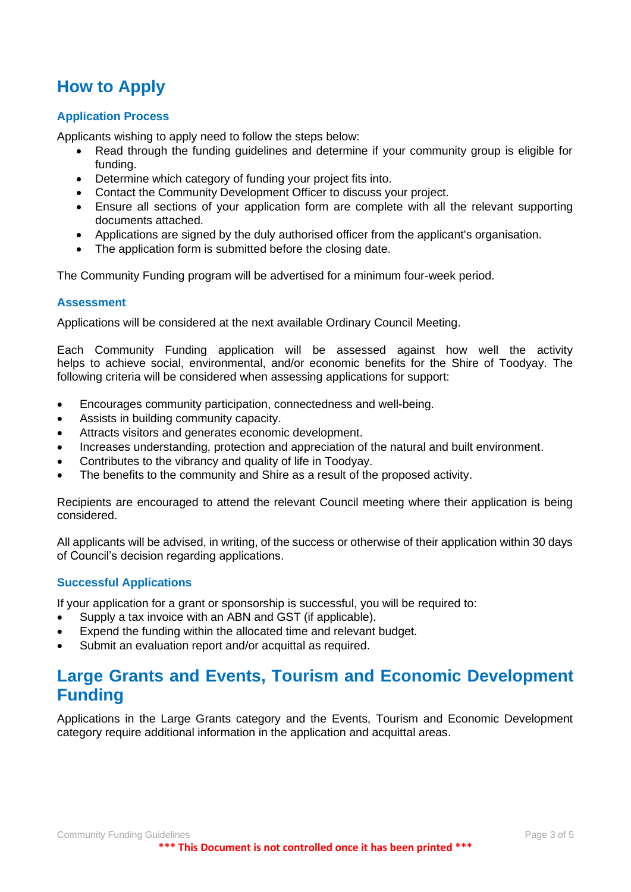# How to Apply

### Application Process

Applicants wishing to apply need to follow the steps below:

- Read through the funding guidelines and determine if your community group is eligible for funding.
- Determine which category of funding your project fits into.
- Contact the Community Development Officer to discuss your project.
- Ensure all sections of your application form are complete with all the relevant supporting documents attached.
- Applications are signed by the duly authorised officer from the applicant's organisation.
- The application form is submitted before the closing date.

The Community Funding program will be advertised for a minimum four-week period.

### Assessment

Applications will be considered at the next available Ordinary Council Meeting.

Each Community Funding application will be assessed against how well the activity helps to achieve social, environmental, and/or economic benefits for the Shire of Toodyay. The following criteria will be considered when assessing applications for support:

- Encourages community participation, connectedness and well-being.
- Assists in building community capacity.
- Attracts visitors and generates economic development.
- Increases understanding, protection and appreciation of the natural and built environment.
- Contributes to the vibrancy and quality of life in Toodyay.
- The benefits to the community and Shire as a result of the proposed activity.

Recipients are encouraged to attend the relevant Council meeting where their application is being considered.

All applicants will be advised, in writing, of the success or otherwise of their application within 30 days of Council's decision regarding applications.

### Successful Applications

If your application for a grant or sponsorship is successful, you will be required to:

- Supply a tax invoice with an ABN and GST (if applicable).
- Expend the funding within the allocated time and relevant budget.
- Submit an evaluation report and/or acquittal as required.

# Large Grants and Events, Tourism and Economic Development Funding

Applications in the Large Grants category and the Events, Tourism and Economic Development category require additional information in the application and acquittal areas.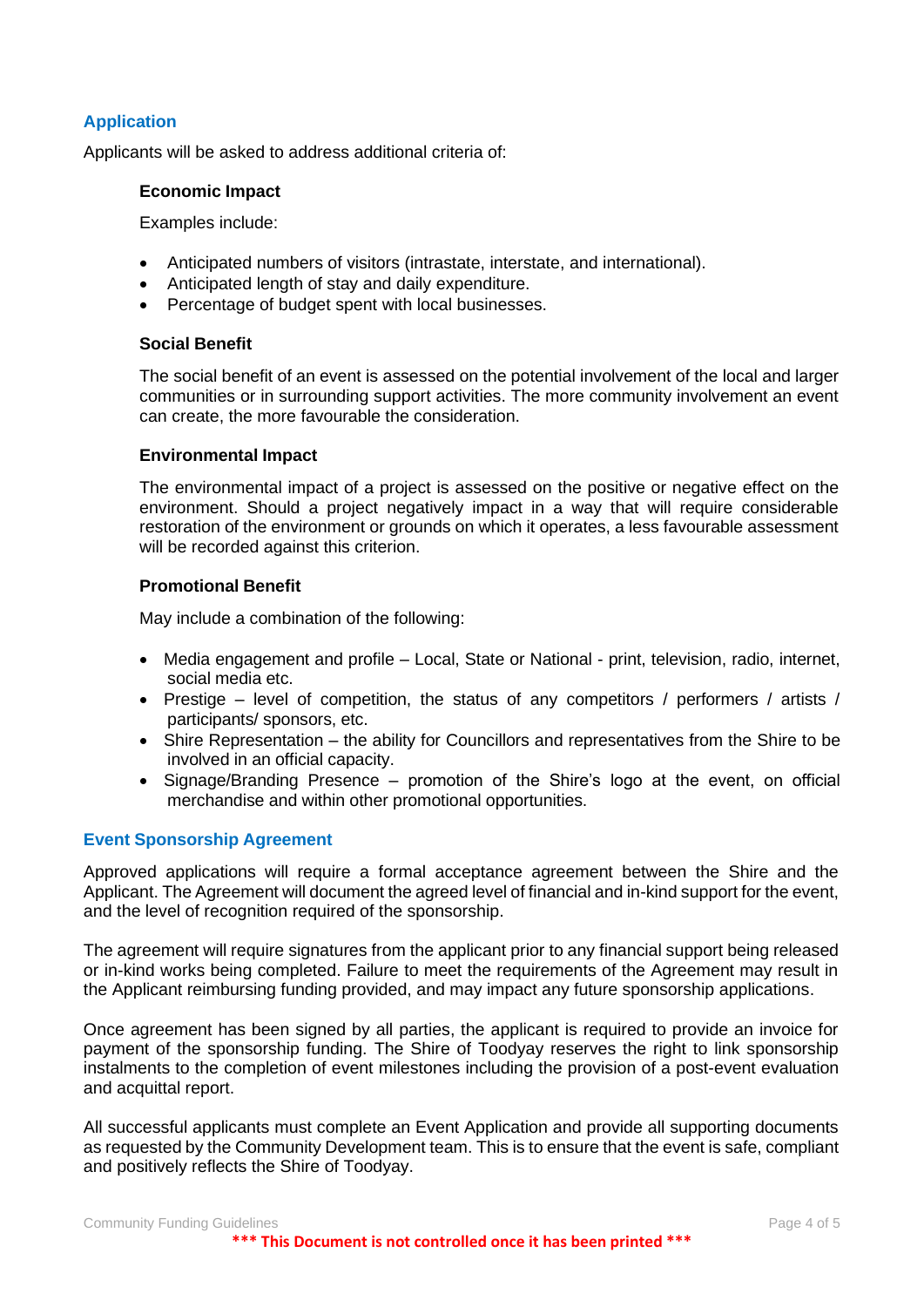## Application

Applicants will be asked to address additional criteria of:

### Economic Impact

Examples include:

- Anticipated numbers of visitors (intrastate, interstate, and international).
- Anticipated length of stay and daily expenditure.
- Percentage of budget spent with local businesses.

### Social Benefit

The social benefit of an event is assessed on the potential involvement of the local and larger communities or in surrounding support activities. The more community involvement an event can create, the more favourable the consideration.

### Environmental Impact

The environmental impact of a project is assessed on the positive or negative effect on the environment. Should a project negatively impact in a way that will require considerable restoration of the environment or grounds on which it operates, a less favourable assessment will be recorded against this criterion.

### Promotional Benefit

May include a combination of the following:

- Media engagement and profile – Local, State or National - print, television, radio, internet, social media etc.
- Prestige – level of competition, the status of any competitors / performers / artists / participants/ sponsors, etc.
- Shire Representation – the ability for Councillors and representatives from the Shire to be involved in an official capacity.
- Signage/Branding Presence – promotion of the Shire's logo at the event, on official merchandise and within other promotional opportunities.

## Event Sponsorship Agreement

Approved applications will require a formal acceptance agreement between the Shire and the Applicant. The Agreement will document the agreed level of financial and in-kind support for the event, and the level of recognition required of the sponsorship.

The agreement will require signatures from the applicant prior to any financial support being released or in-kind works being completed. Failure to meet the requirements of the Agreement may result in the Applicant reimbursing funding provided, and may impact any future sponsorship applications.

Once agreement has been signed by all parties, the applicant is required to provide an invoice for payment of the sponsorship funding. The Shire of Toodyay reserves the right to link sponsorship instalments to the completion of event milestones including the provision of a post-event evaluation and acquittal report.

All successful applicants must complete an Event Application and provide all supporting documents as requested by the Community Development team. This is to ensure that the event is safe, compliant and positively reflects the Shire of Toodyay.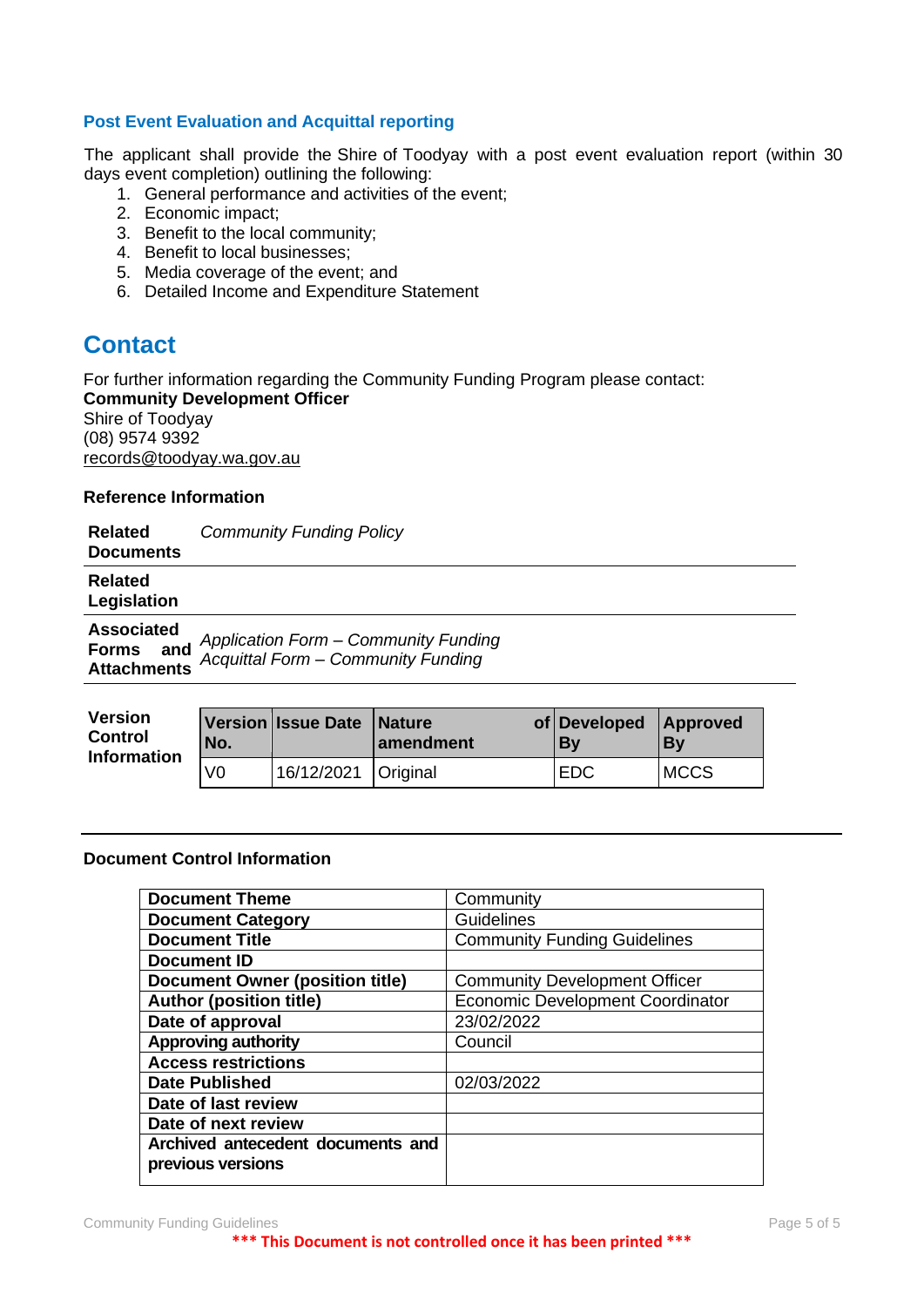### Post Event Evaluation and Acquittal reporting

The applicant shall provide the Shire of Toodyay with a post event evaluation report (within 30 days event completion) outlining the following:

1. General performance and activities of the event;
2. Economic impact;
3. Benefit to the local community;
4. Benefit to local businesses;
5. Media coverage of the event; and
6. Detailed Income and Expenditure Statement

## Contact

For further information regarding the Community Funding Program please contact:
**Community Development Officer**
Shire of Toodyay
(08) 9574 9392
records@toodyay.wa.gov.au

#### Reference Information

| | |
|---|---|
| **Related Documents** | *Community Funding Policy* |
| **Related Legislation** | |
| **Associated Forms and Attachments** | *Application Form – Community Funding*<br>*Acquittal Form – Community Funding* |

**Version Control Information**

| Version No. | Issue Date | Nature of amendment | Developed By | Approved By |
|---|---|---|---|---|
| V0 | 16/12/2021 | Original | EDC | MCCS |

#### Document Control Information

| | |
|---|---|
| **Document Theme** | Community |
| **Document Category** | Guidelines |
| **Document Title** | Community Funding Guidelines |
| **Document ID** | |
| **Document Owner (position title)** | Community Development Officer |
| **Author (position title)** | Economic Development Coordinator |
| **Date of approval** | 23/02/2022 |
| **Approving authority** | Council |
| **Access restrictions** | |
| **Date Published** | 02/03/2022 |
| **Date of last review** | |
| **Date of next review** | |
| **Archived antecedent documents and previous versions** | |

**\*\*\* This Document is not controlled once it has been printed \*\*\***